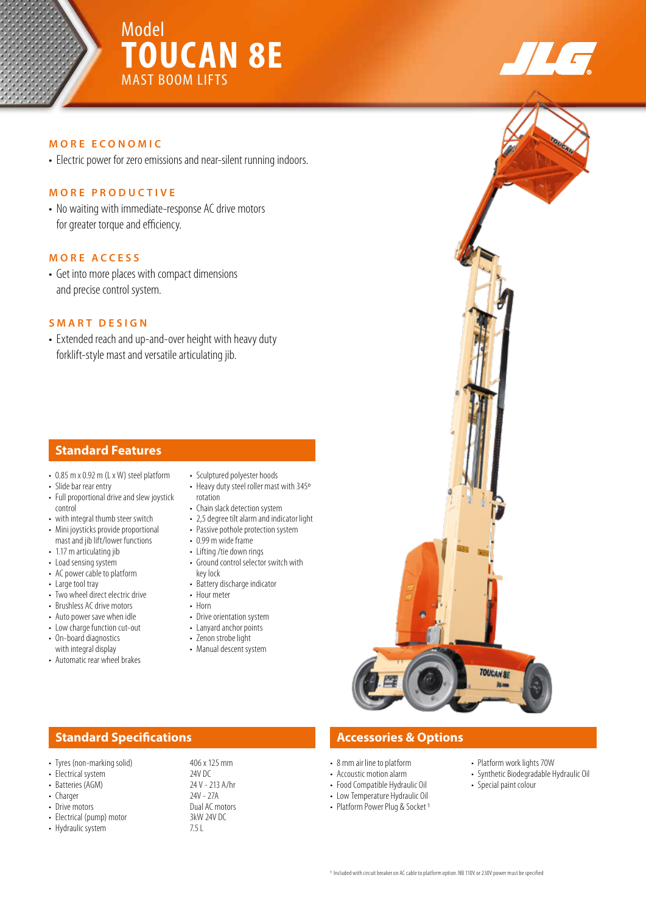Model

# TOUCAN 8E

MAST BOOM LIFTS

### MORE ECONOMIC

- Electric power for zero emissions and near-silent running indoors.

### MORE PRODUCTIVE

- No waiting with immediate-response AC drive motors for greater torque and efficiency.

### MORE ACCESS

- Get into more places with compact dimensions and precise control system.

### SMART DESIGN

- Extended reach and up-and-over height with heavy duty forklift-style mast and versatile articulating jib.

## Standard Features

- 0.85 m x 0.92 m (L x W) steel platform
- Slide bar rear entry
- Full proportional drive and slew joystick control
- with integral thumb steer switch
- Mini joysticks provide proportional mast and jib lift/lower functions
- 1.17 m articulating jib
- Load sensing system
- AC power cable to platform
- Large tool tray
- Two wheel direct electric drive
- Brushless AC drive motors
- Auto power save when idle
- Low charge function cut-out
- On-board diagnostics with integral display
- Automatic rear wheel brakes
- Sculptured polyester hoods
- Heavy duty steel roller mast with 345º rotation
- Chain slack detection system
- 2,5 degree tilt alarm and indicator light
- Passive pothole protection system
- 0.99 m wide frame
- Lifting /tie down rings
- Ground control selector switch with key lock
- Battery discharge indicator
- Hour meter
- Horn
- Drive orientation system
- Lanyard anchor points
- Zenon strobe light
- Manual descent system

## Standard Specifications

| | |
|---|---|
| Tyres (non-marking solid) | 406 x 125 mm |
| Electrical system | 24V DC |
| Batteries (AGM) | 24 V - 213 A/hr |
| Charger | 24V - 27A |
| Drive motors | Dual AC motors |
| Electrical (pump) motor | 3kW 24V DC |
| Hydraulic system | 7.5 L |

## Accessories & Options

- 8 mm air line to platform
- Accoustic motion alarm
- Food Compatible Hydraulic Oil
- Low Temperature Hydraulic Oil
- Platform Power Plug & Socket [1]
- Platform work lights 70W
- Synthetic Biodegradable Hydraulic Oil
- Special paint colour

[1] Included with circuit breaker on AC cable to platform option. NB 110V or 230V power must be specified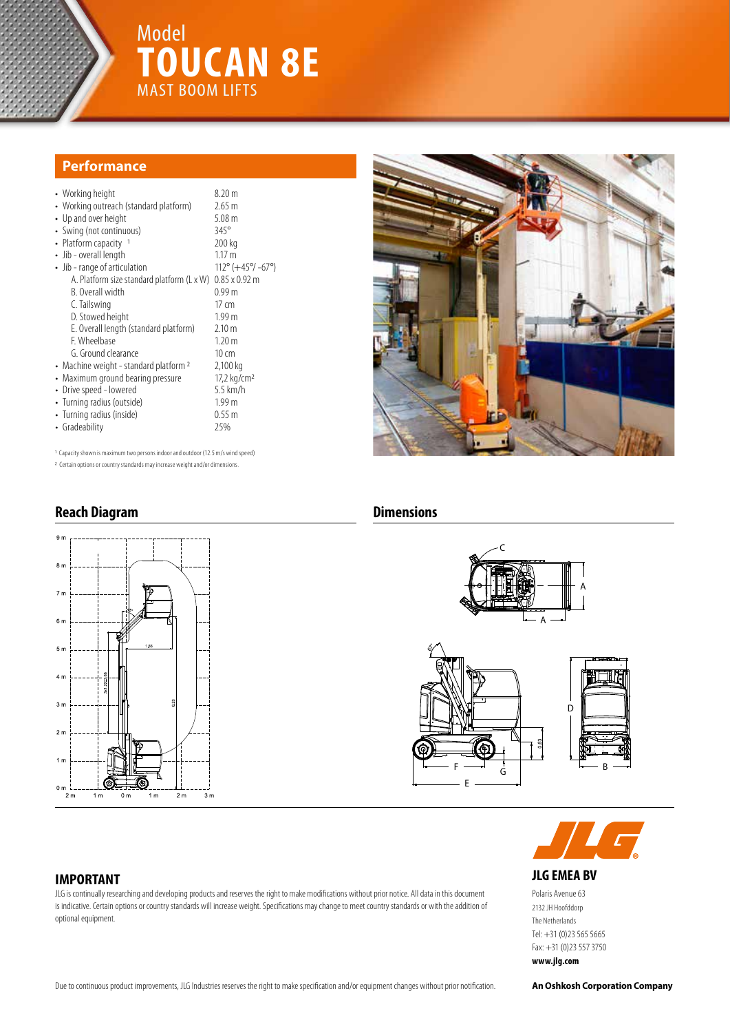# Model TOUCAN 8E

MAST BOOM LIFTS

## Performance

| | |
|---|---|
| • Working height | 8.20 m |
| • Working outreach (standard platform) | 2.65 m |
| • Up and over height | 5.08 m |
| • Swing (not continuous) | 345° |
| • Platform capacity [1] | 200 kg |
| • Jib - overall length | 1.17 m |
| • Jib - range of articulation | 112° (+45°/ -67°) |
| A. Platform size standard platform (L x W) | 0.85 x 0.92 m |
| B. Overall width | 0.99 m |
| C. Tailswing | 17 cm |
| D. Stowed height | 1.99 m |
| E. Overall length (standard platform) | 2.10 m |
| F. Wheelbase | 1.20 m |
| G. Ground clearance | 10 cm |
| • Machine weight - standard platform [2] | 2,100 kg |
| • Maximum ground bearing pressure | 17,2 kg/cm² |
| • Drive speed - lowered | 5.5 km/h |
| • Turning radius (outside) | 1.99 m |
| • Turning radius (inside) | 0.55 m |
| • Gradeability | 25% |

[1] Capacity shown is maximum two persons indoor and outdoor (12.5 m/s wind speed)

[2] Certain options or country standards may increase weight and/or dimensions.

## Reach Diagram

9 m
8 m
7 m
6 m
5 m
4 m
3 m
2 m
1 m
0 m
2 m 1 m 0 m 1 m 2 m 3 m

## Dimensions

C
A
A
D
F G
E
B

## IMPORTANT

JLG is continually researching and developing products and reserves the right to make modifications without prior notice. All data in this document is indicative. Certain options or country standards will increase weight. Specifications may change to meet country standards or with the addition of optional equipment.

**JLG EMEA BV**

Polaris Avenue 63
2132 JH Hoofddorp
The Netherlands
Tel: +31 (0)23 565 5665
Fax: +31 (0)23 557 3750
**www.jlg.com**

Due to continuous product improvements, JLG Industries reserves the right to make specification and/or equipment changes without prior notification.

**An Oshkosh Corporation Company**